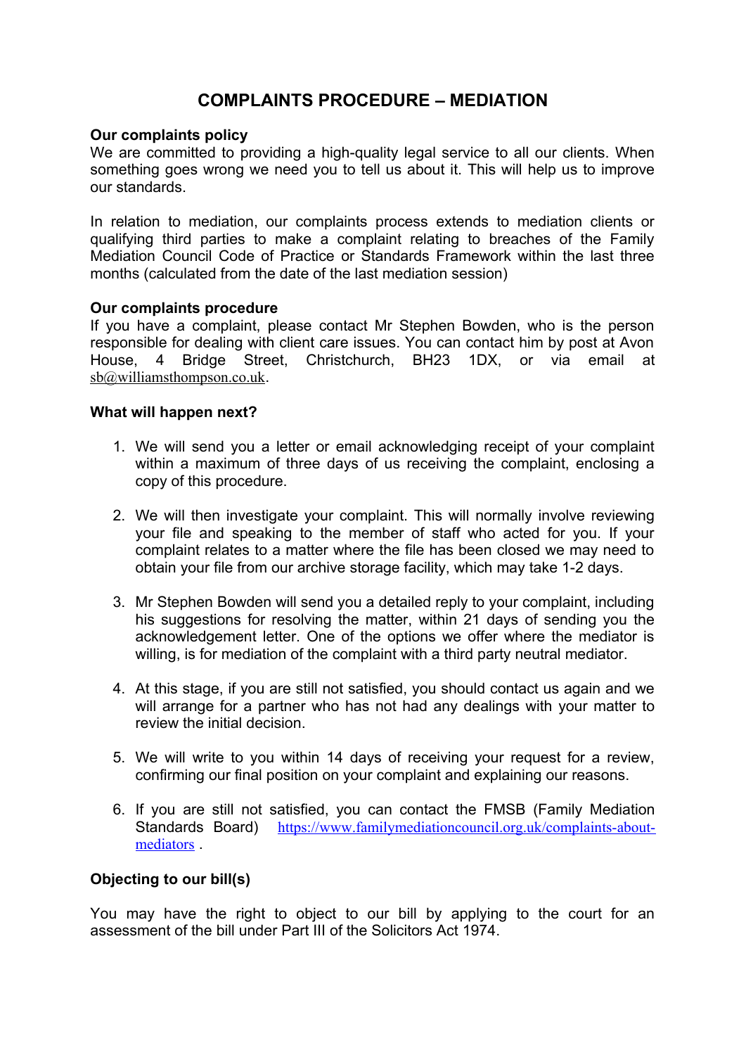# COMPLAINTS PROCEDURE – MEDIATION

**Our complaints policy**

We are committed to providing a high-quality legal service to all our clients. When something goes wrong we need you to tell us about it. This will help us to improve our standards.

In relation to mediation, our complaints process extends to mediation clients or qualifying third parties to make a complaint relating to breaches of the Family Mediation Council Code of Practice or Standards Framework within the last three months (calculated from the date of the last mediation session)

**Our complaints procedure**

If you have a complaint, please contact Mr Stephen Bowden, who is the person responsible for dealing with client care issues. You can contact him by post at Avon House, 4 Bridge Street, Christchurch, BH23 1DX, or via email at sb@williamsthompson.co.uk.

**What will happen next?**

1. We will send you a letter or email acknowledging receipt of your complaint within a maximum of three days of us receiving the complaint, enclosing a copy of this procedure.

2. We will then investigate your complaint. This will normally involve reviewing your file and speaking to the member of staff who acted for you. If your complaint relates to a matter where the file has been closed we may need to obtain your file from our archive storage facility, which may take 1-2 days.

3. Mr Stephen Bowden will send you a detailed reply to your complaint, including his suggestions for resolving the matter, within 21 days of sending you the acknowledgement letter. One of the options we offer where the mediator is willing, is for mediation of the complaint with a third party neutral mediator.

4. At this stage, if you are still not satisfied, you should contact us again and we will arrange for a partner who has not had any dealings with your matter to review the initial decision.

5. We will write to you within 14 days of receiving your request for a review, confirming our final position on your complaint and explaining our reasons.

6. If you are still not satisfied, you can contact the FMSB (Family Mediation Standards Board) https://www.familymediationcouncil.org.uk/complaints-about-mediators .

**Objecting to our bill(s)**

You may have the right to object to our bill by applying to the court for an assessment of the bill under Part III of the Solicitors Act 1974.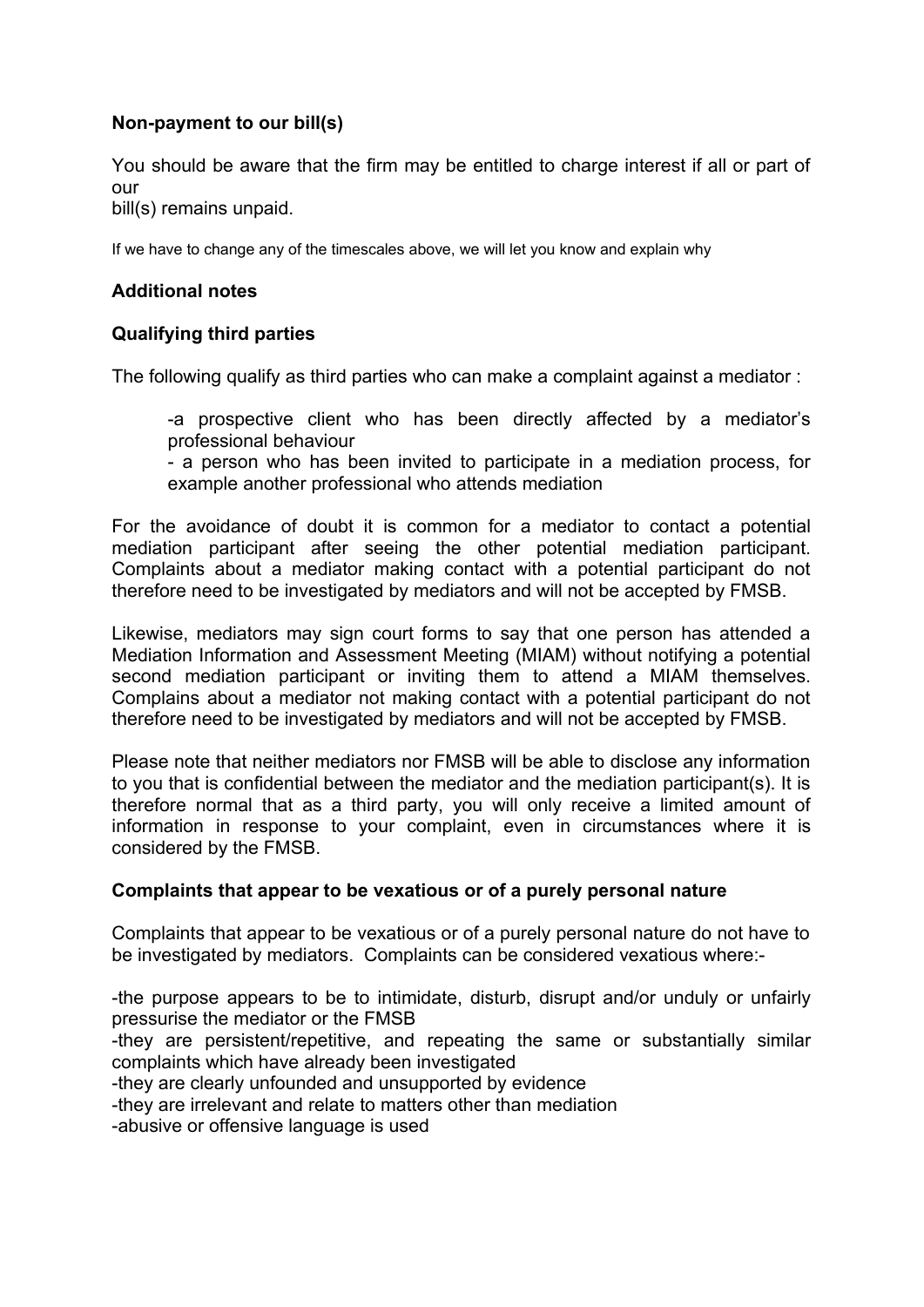**Non-payment to our bill(s)**

You should be aware that the firm may be entitled to charge interest if all or part of our bill(s) remains unpaid.

If we have to change any of the timescales above, we will let you know and explain why

**Additional notes**

**Qualifying third parties**

The following qualify as third parties who can make a complaint against a mediator :

-a prospective client who has been directly affected by a mediator's professional behaviour
- a person who has been invited to participate in a mediation process, for example another professional who attends mediation

For the avoidance of doubt it is common for a mediator to contact a potential mediation participant after seeing the other potential mediation participant. Complaints about a mediator making contact with a potential participant do not therefore need to be investigated by mediators and will not be accepted by FMSB.

Likewise, mediators may sign court forms to say that one person has attended a Mediation Information and Assessment Meeting (MIAM) without notifying a potential second mediation participant or inviting them to attend a MIAM themselves. Complains about a mediator not making contact with a potential participant do not therefore need to be investigated by mediators and will not be accepted by FMSB.

Please note that neither mediators nor FMSB will be able to disclose any information to you that is confidential between the mediator and the mediation participant(s). It is therefore normal that as a third party, you will only receive a limited amount of information in response to your complaint, even in circumstances where it is considered by the FMSB.

**Complaints that appear to be vexatious or of a purely personal nature**

Complaints that appear to be vexatious or of a purely personal nature do not have to be investigated by mediators. Complaints can be considered vexatious where:-

-the purpose appears to be to intimidate, disturb, disrupt and/or unduly or unfairly pressurise the mediator or the FMSB
-they are persistent/repetitive, and repeating the same or substantially similar complaints which have already been investigated
-they are clearly unfounded and unsupported by evidence
-they are irrelevant and relate to matters other than mediation
-abusive or offensive language is used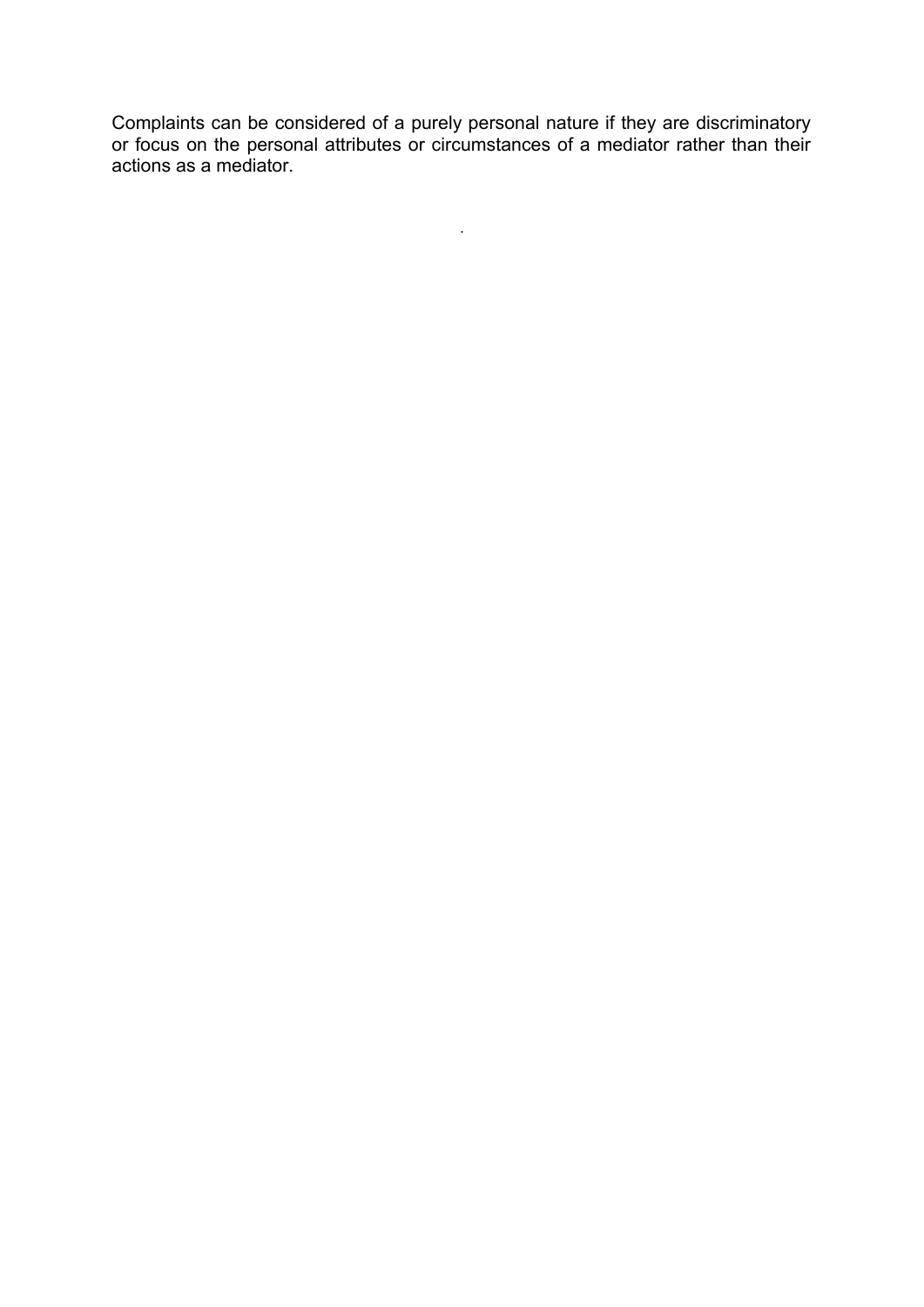Complaints can be considered of a purely personal nature if they are discriminatory or focus on the personal attributes or circumstances of a mediator rather than their actions as a mediator.